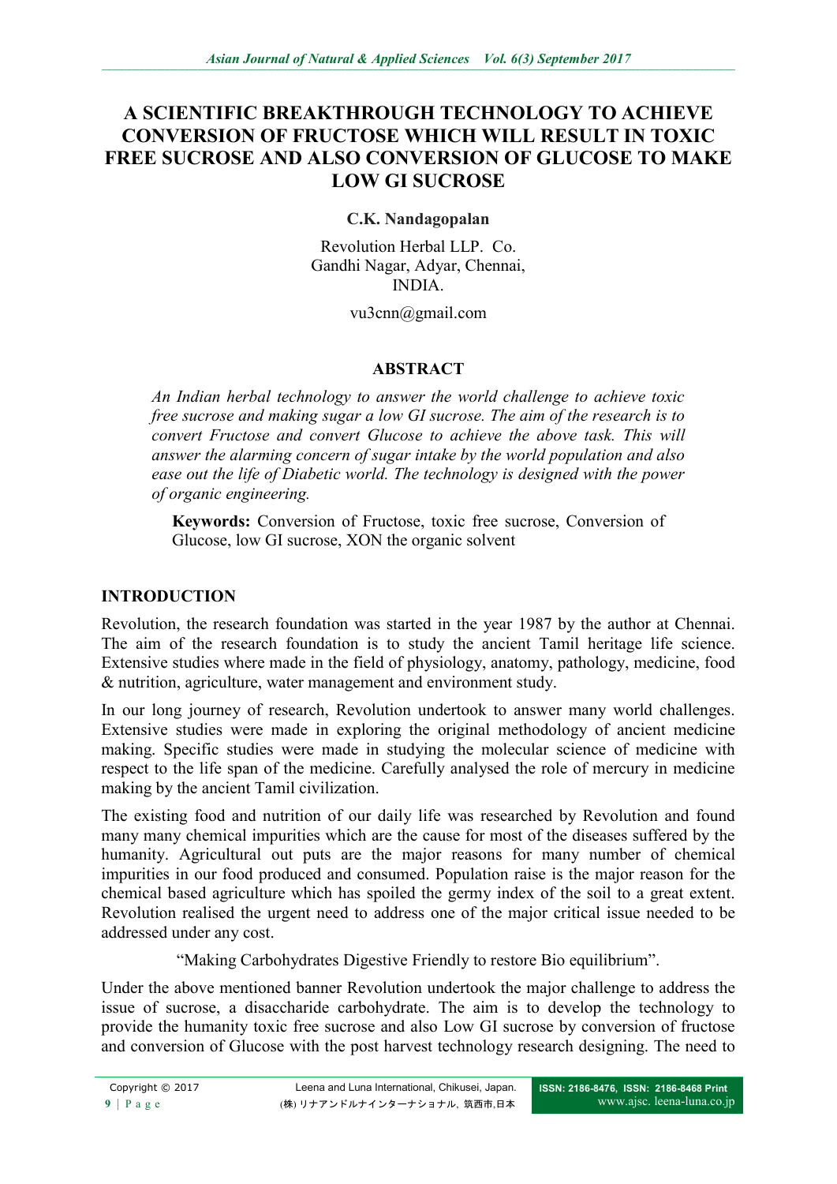# A SCIENTIFIC BREAKTHROUGH TECHNOLOGY TO ACHIEVE CONVERSION OF FRUCTOSE WHICH WILL RESULT IN TOXIC FREE SUCROSE AND ALSO CONVERSION OF GLUCOSE TO MAKE LOW GI SUCROSE

**C.K. Nandagopalan**

Revolution Herbal LLP. Co.
Gandhi Nagar, Adyar, Chennai,
INDIA.

vu3cnn@gmail.com

## ABSTRACT

*An Indian herbal technology to answer the world challenge to achieve toxic free sucrose and making sugar a low GI sucrose. The aim of the research is to convert Fructose and convert Glucose to achieve the above task. This will answer the alarming concern of sugar intake by the world population and also ease out the life of Diabetic world. The technology is designed with the power of organic engineering.*

**Keywords:** Conversion of Fructose, toxic free sucrose, Conversion of Glucose, low GI sucrose, XON the organic solvent

## INTRODUCTION

Revolution, the research foundation was started in the year 1987 by the author at Chennai. The aim of the research foundation is to study the ancient Tamil heritage life science. Extensive studies where made in the field of physiology, anatomy, pathology, medicine, food & nutrition, agriculture, water management and environment study.

In our long journey of research, Revolution undertook to answer many world challenges. Extensive studies were made in exploring the original methodology of ancient medicine making. Specific studies were made in studying the molecular science of medicine with respect to the life span of the medicine. Carefully analysed the role of mercury in medicine making by the ancient Tamil civilization.

The existing food and nutrition of our daily life was researched by Revolution and found many many chemical impurities which are the cause for most of the diseases suffered by the humanity. Agricultural out puts are the major reasons for many number of chemical impurities in our food produced and consumed. Population raise is the major reason for the chemical based agriculture which has spoiled the germy index of the soil to a great extent. Revolution realised the urgent need to address one of the major critical issue needed to be addressed under any cost.

"Making Carbohydrates Digestive Friendly to restore Bio equilibrium".

Under the above mentioned banner Revolution undertook the major challenge to address the issue of sucrose, a disaccharide carbohydrate. The aim is to develop the technology to provide the humanity toxic free sucrose and also Low GI sucrose by conversion of fructose and conversion of Glucose with the post harvest technology research designing. The need to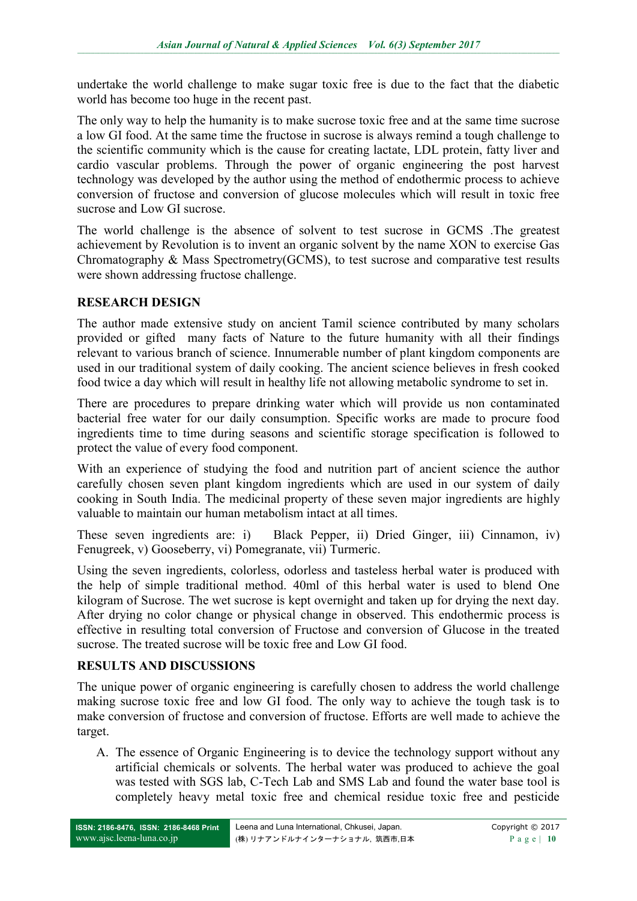undertake the world challenge to make sugar toxic free is due to the fact that the diabetic world has become too huge in the recent past.

The only way to help the humanity is to make sucrose toxic free and at the same time sucrose a low GI food. At the same time the fructose in sucrose is always remind a tough challenge to the scientific community which is the cause for creating lactate, LDL protein, fatty liver and cardio vascular problems. Through the power of organic engineering the post harvest technology was developed by the author using the method of endothermic process to achieve conversion of fructose and conversion of glucose molecules which will result in toxic free sucrose and Low GI sucrose.

The world challenge is the absence of solvent to test sucrose in GCMS .The greatest achievement by Revolution is to invent an organic solvent by the name XON to exercise Gas Chromatography & Mass Spectrometry(GCMS), to test sucrose and comparative test results were shown addressing fructose challenge.

## RESEARCH DESIGN

The author made extensive study on ancient Tamil science contributed by many scholars provided or gifted many facts of Nature to the future humanity with all their findings relevant to various branch of science. Innumerable number of plant kingdom components are used in our traditional system of daily cooking. The ancient science believes in fresh cooked food twice a day which will result in healthy life not allowing metabolic syndrome to set in.

There are procedures to prepare drinking water which will provide us non contaminated bacterial free water for our daily consumption. Specific works are made to procure food ingredients time to time during seasons and scientific storage specification is followed to protect the value of every food component.

With an experience of studying the food and nutrition part of ancient science the author carefully chosen seven plant kingdom ingredients which are used in our system of daily cooking in South India. The medicinal property of these seven major ingredients are highly valuable to maintain our human metabolism intact at all times.

These seven ingredients are: i) Black Pepper, ii) Dried Ginger, iii) Cinnamon, iv) Fenugreek, v) Gooseberry, vi) Pomegranate, vii) Turmeric.

Using the seven ingredients, colorless, odorless and tasteless herbal water is produced with the help of simple traditional method. 40ml of this herbal water is used to blend One kilogram of Sucrose. The wet sucrose is kept overnight and taken up for drying the next day. After drying no color change or physical change in observed. This endothermic process is effective in resulting total conversion of Fructose and conversion of Glucose in the treated sucrose. The treated sucrose will be toxic free and Low GI food.

## RESULTS AND DISCUSSIONS

The unique power of organic engineering is carefully chosen to address the world challenge making sucrose toxic free and low GI food. The only way to achieve the tough task is to make conversion of fructose and conversion of fructose. Efforts are well made to achieve the target.

A. The essence of Organic Engineering is to device the technology support without any artificial chemicals or solvents. The herbal water was produced to achieve the goal was tested with SGS lab, C-Tech Lab and SMS Lab and found the water base tool is completely heavy metal toxic free and chemical residue toxic free and pesticide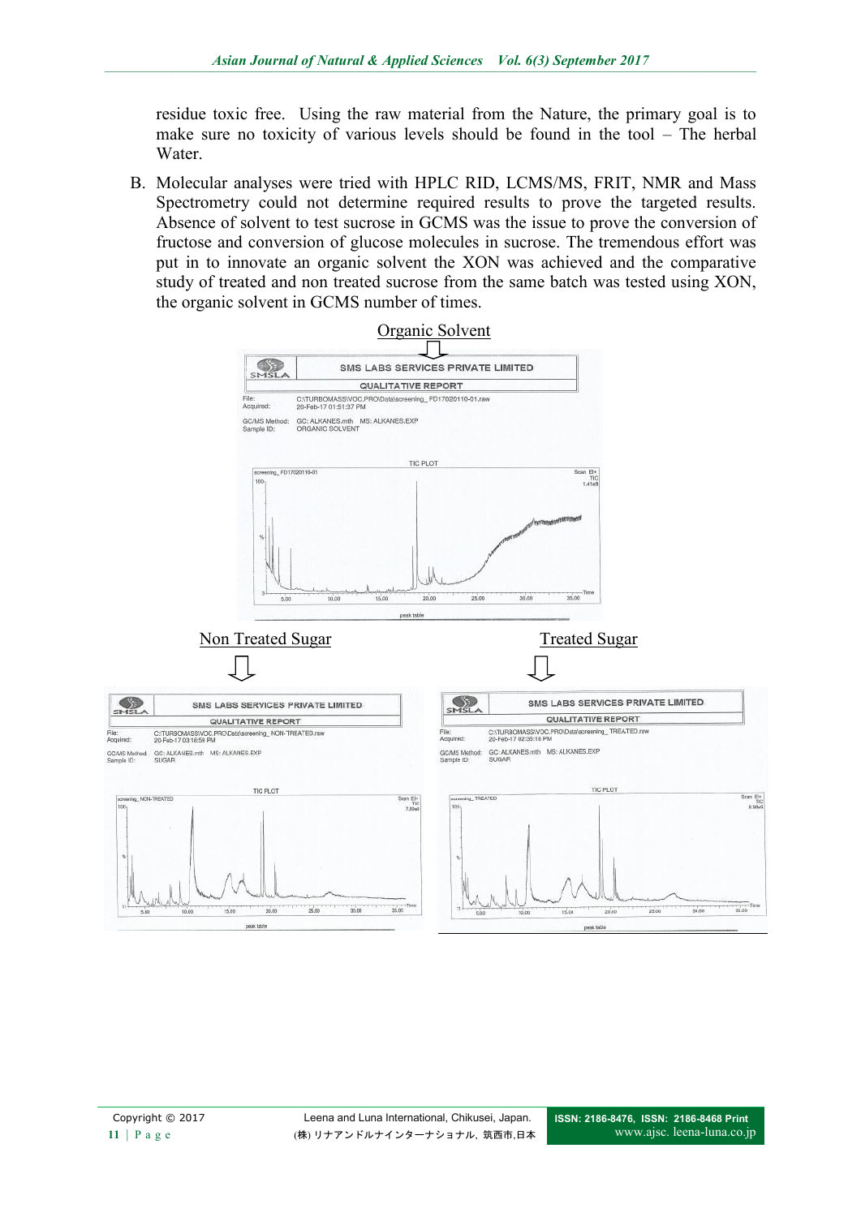residue toxic free. Using the raw material from the Nature, the primary goal is to make sure no toxicity of various levels should be found in the tool – The herbal Water.

B. Molecular analyses were tried with HPLC RID, LCMS/MS, FRIT, NMR and Mass Spectrometry could not determine required results to prove the targeted results. Absence of solvent to test sucrose in GCMS was the issue to prove the conversion of fructose and conversion of glucose molecules in sucrose. The tremendous effort was put in to innovate an organic solvent the XON was achieved and the comparative study of treated and non treated sucrose from the same batch was tested using XON, the organic solvent in GCMS number of times.

Organic Solvent

SMS LABS SERVICES PRIVATE LIMITED

QUALITATIVE REPORT

File: C:\TURBOMASS\VOC.PRO\Data\screening_ FD17020110-01.raw
Acquired: 20-Feb-17 01:51:37 PM

GC/MS Method: GC: ALKANES.mth MS: ALKANES.EXP
Sample ID: ORGANIC SOLVENT

Non Treated Sugar

SMS LABS SERVICES PRIVATE LIMITED

QUALITATIVE REPORT

File: C:\TURBOMASS\VOC.PRO\Data\screening_ NON-TREATED.raw
Acquired: 20-Feb-17 03:18:59 PM

GC/MS Method: GC: ALKANES.mth MS: ALKANES.EXP
Sample ID: SUGAR

Treated Sugar

SMS LABS SERVICES PRIVATE LIMITED

QUALITATIVE REPORT

File: C:\TURBOMASS\VOC.PRO\Data\screening_ TREATED.raw
Acquired: 20-Feb-17 02:35:18 PM

GC/MS Method: GC: ALKANES.mth MS: ALKANES.EXP
Sample ID: SUGAR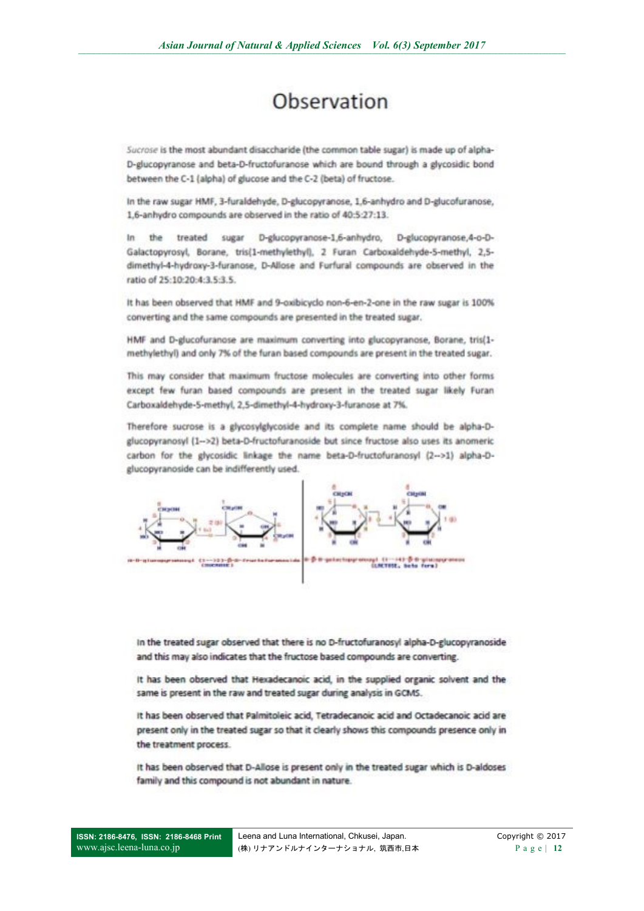# Observation

*Sucrose* is the most abundant disaccharide (the common table sugar) is made up of alpha-D-glucopyranose and beta-D-fructofuranose which are bound through a glycosidic bond between the C-1 (alpha) of glucose and the C-2 (beta) of fructose.

In the raw sugar HMF, 3-furaldehyde, D-glucopyranose, 1,6-anhydro and D-glucofuranose, 1,6-anhydro compounds are observed in the ratio of 40:5:27:13.

In the treated sugar D-glucopyranose-1,6-anhydro, D-glucopyranose,4-o-D-Galactopyrosyl, Borane, tris(1-methylethyl), 2 Furan Carboxaldehyde-5-methyl, 2,5-dimethyl-4-hydroxy-3-furanose, D-Allose and Furfural compounds are observed in the ratio of 25:10:20:4:3.5:3.5.

It has been observed that HMF and 9-oxibicyclo non-6-en-2-one in the raw sugar is 100% converting and the same compounds are presented in the treated sugar.

HMF and D-glucofuranose are maximum converting into glucopyranose, Borane, tris(1-methylethyl) and only 7% of the furan based compounds are present in the treated sugar.

This may consider that maximum fructose molecules are converting into other forms except few furan based compounds are present in the treated sugar likely Furan Carboxaldehyde-5-methyl, 2,5-dimethyl-4-hydroxy-3-furanose at 7%.

Therefore sucrose is a glycosylglycoside and its complete name should be alpha-D-glucopyranosyl (1-->2) beta-D-fructofuranoside but since fructose also uses its anomeric carbon for the glycosidic linkage the name beta-D-fructofuranosyl (2-->1) alpha-D-glucopyranoside can be indifferently used.

α-D-glucopyranosyl (1-->2)-β-D-fructofuranoside (SUCROSE) | β-D-galactopyranosyl (1-->4)-β-D-glucopyranose (LACTOSE, beta form)

In the treated sugar observed that there is no D-fructofuranosyl alpha-D-glucopyranoside and this may also indicates that the fructose based compounds are converting.

It has been observed that Hexadecanoic acid, in the supplied organic solvent and the same is present in the raw and treated sugar during analysis in GCMS.

It has been observed that Palmitoleic acid, Tetradecanoic acid and Octadecanoic acid are present only in the treated sugar so that it clearly shows this compounds presence only in the treatment process.

It has been observed that D-Allose is present only in the treated sugar which is D-aldoses family and this compound is not abundant in nature.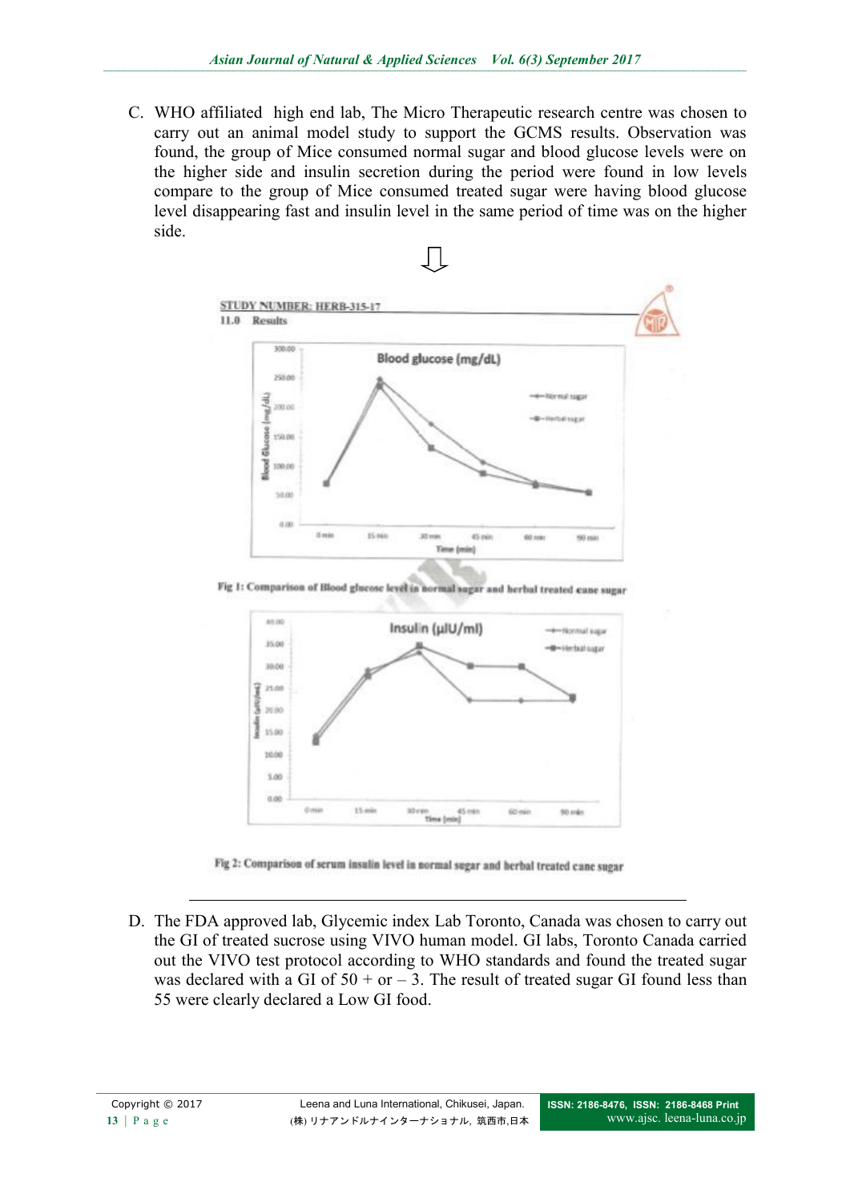C. WHO affiliated high end lab, The Micro Therapeutic research centre was chosen to carry out an animal model study to support the GCMS results. Observation was found, the group of Mice consumed normal sugar and blood glucose levels were on the higher side and insulin secretion during the period were found in low levels compare to the group of Mice consumed treated sugar were having blood glucose level disappearing fast and insulin level in the same period of time was on the higher side.

STUDY NUMBER: HERB-315-17

11.0 Results

Fig 1: Comparison of Blood glucose level in normal sugar and herbal treated cane sugar

Fig 2: Comparison of serum insulin level in normal sugar and herbal treated cane sugar

D. The FDA approved lab, Glycemic index Lab Toronto, Canada was chosen to carry out the GI of treated sucrose using VIVO human model. GI labs, Toronto Canada carried out the VIVO test protocol according to WHO standards and found the treated sugar was declared with a GI of 50 + or – 3. The result of treated sugar GI found less than 55 were clearly declared a Low GI food.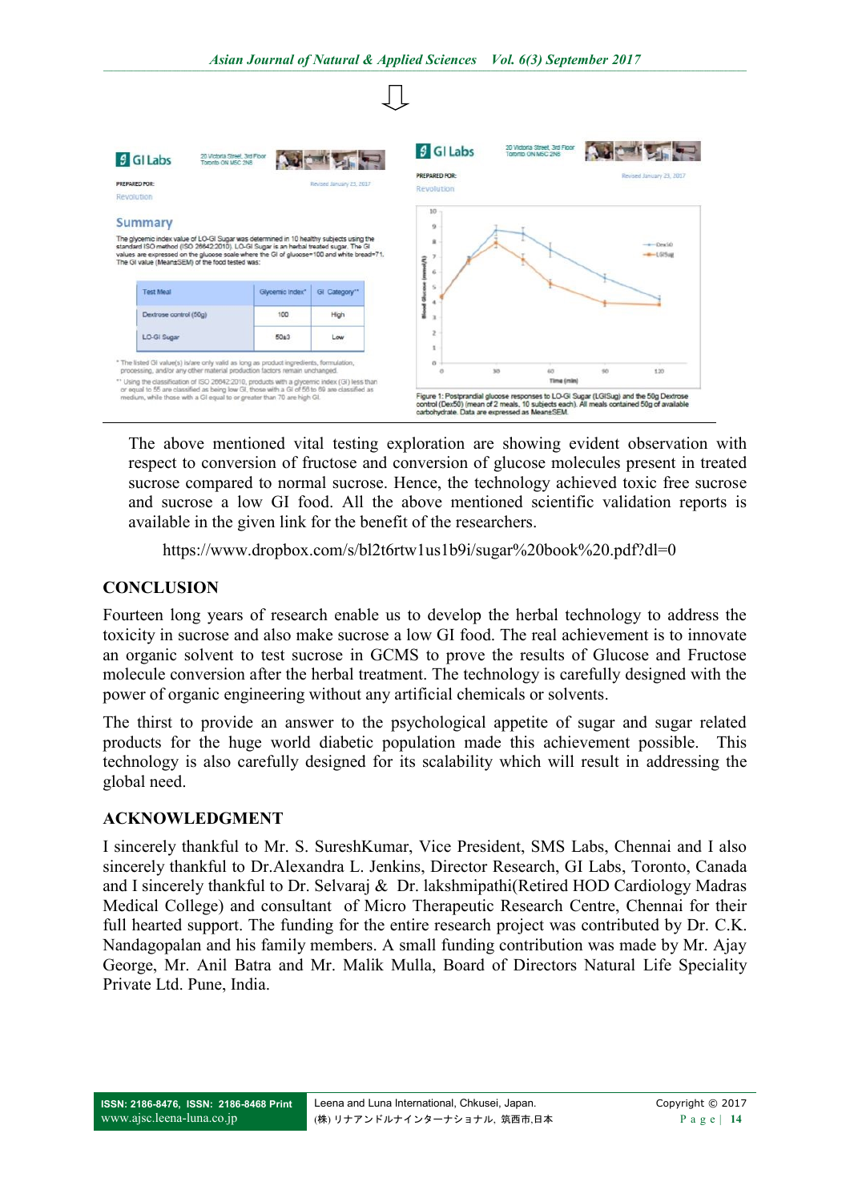⇩

**GI Labs** 20 Victoria Street, 3rd Floor Toronto ON M5C 2N8

PREPARED FOR: Revolution — Revised January 23, 2017

## Summary

The glycemic index value of LO-GI Sugar was determined in 10 healthy subjects using the standard ISO method (ISO 26642:2010). LO-GI Sugar is an herbal treated sugar. The GI values are expressed on the glucose scale where the GI of glucose=100 and white bread=71. The GI value (Mean±SEM) of the food tested was:

| Test Meal | Glycemic Index* | GI Category** |
|---|---|---|
| Dextrose control (50g) | 100 | High |
| LO-GI Sugar | 50±3 | Low |

\* The listed GI value(s) is/are only valid as long as product ingredients, formulation, processing, and/or any other material production factors remain unchanged.

\*\* Using the classification of ISO 26642:2010, products with a glycemic index (GI) less than or equal to 55 are classified as being low GI, those with a GI of 56 to 69 are classified as medium, while those with a GI equal to or greater than 70 are high GI.

**GI Labs** 20 Victoria Street, 3rd Floor Toronto ON M5C 2N8

PREPARED FOR: Revolution — Revised January 23, 2017

Figure 1: Postprandial glucose responses to LO-GI Sugar (LGISug) and the 50g Dextrose control (Dex50) (mean of 2 meals, 10 subjects each). All meals contained 50g of available carbohydrate. Data are expressed as Mean±SEM.

The above mentioned vital testing exploration are showing evident observation with respect to conversion of fructose and conversion of glucose molecules present in treated sucrose compared to normal sucrose. Hence, the technology achieved toxic free sucrose and sucrose a low GI food. All the above mentioned scientific validation reports is available in the given link for the benefit of the researchers.

https://www.dropbox.com/s/bl2t6rtw1us1b9i/sugar%20book%20.pdf?dl=0

## CONCLUSION

Fourteen long years of research enable us to develop the herbal technology to address the toxicity in sucrose and also make sucrose a low GI food. The real achievement is to innovate an organic solvent to test sucrose in GCMS to prove the results of Glucose and Fructose molecule conversion after the herbal treatment. The technology is carefully designed with the power of organic engineering without any artificial chemicals or solvents.

The thirst to provide an answer to the psychological appetite of sugar and sugar related products for the huge world diabetic population made this achievement possible. This technology is also carefully designed for its scalability which will result in addressing the global need.

## ACKNOWLEDGMENT

I sincerely thankful to Mr. S. SureshKumar, Vice President, SMS Labs, Chennai and I also sincerely thankful to Dr.Alexandra L. Jenkins, Director Research, GI Labs, Toronto, Canada and I sincerely thankful to Dr. Selvaraj & Dr. lakshmipathi(Retired HOD Cardiology Madras Medical College) and consultant of Micro Therapeutic Research Centre, Chennai for their full hearted support. The funding for the entire research project was contributed by Dr. C.K. Nandagopalan and his family members. A small funding contribution was made by Mr. Ajay George, Mr. Anil Batra and Mr. Malik Mulla, Board of Directors Natural Life Speciality Private Ltd. Pune, India.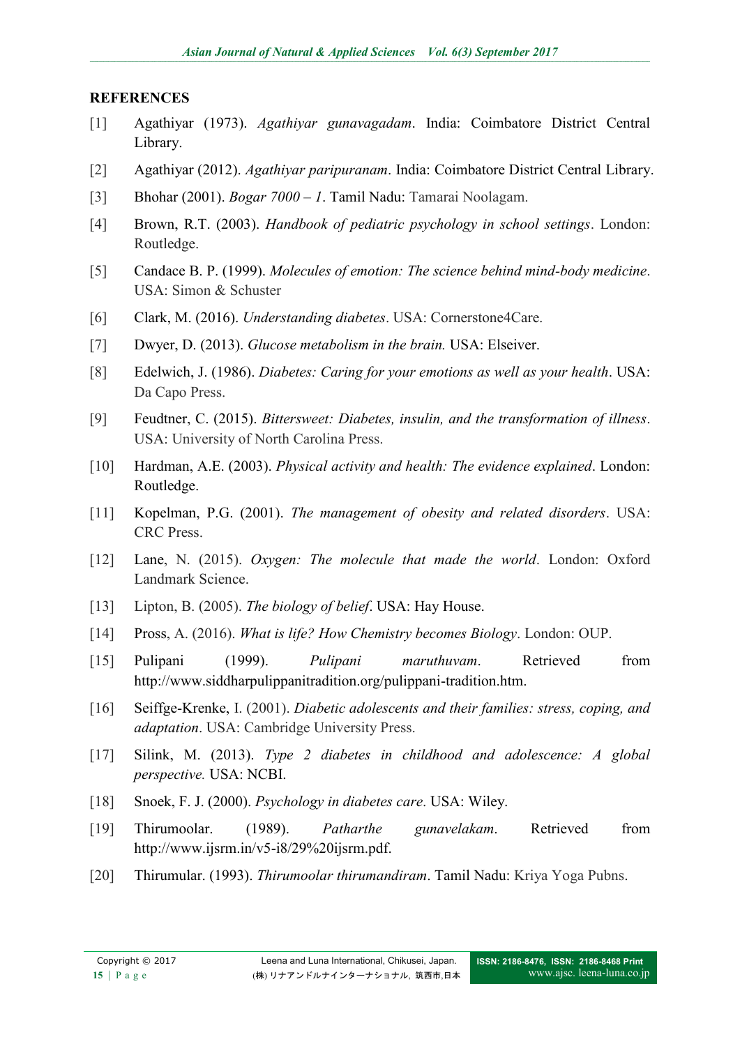## REFERENCES

[1] Agathiyar (1973). *Agathiyar gunavagadam*. India: Coimbatore District Central Library.

[2] Agathiyar (2012). *Agathiyar paripuranam*. India: Coimbatore District Central Library.

[3] Bhohar (2001). *Bogar 7000 – 1*. Tamil Nadu: Tamarai Noolagam.

[4] Brown, R.T. (2003). *Handbook of pediatric psychology in school settings*. London: Routledge.

[5] Candace B. P. (1999). *Molecules of emotion: The science behind mind-body medicine*. USA: Simon & Schuster

[6] Clark, M. (2016). *Understanding diabetes*. USA: Cornerstone4Care.

[7] Dwyer, D. (2013). *Glucose metabolism in the brain.* USA: Elseiver.

[8] Edelwich, J. (1986). *Diabetes: Caring for your emotions as well as your health*. USA: Da Capo Press.

[9] Feudtner, C. (2015). *Bittersweet: Diabetes, insulin, and the transformation of illness*. USA: University of North Carolina Press.

[10] Hardman, A.E. (2003). *Physical activity and health: The evidence explained*. London: Routledge.

[11] Kopelman, P.G. (2001). *The management of obesity and related disorders*. USA: CRC Press.

[12] Lane, N. (2015). *Oxygen: The molecule that made the world*. London: Oxford Landmark Science.

[13] Lipton, B. (2005). *The biology of belief*. USA: Hay House.

[14] Pross, A. (2016). *What is life? How Chemistry becomes Biology*. London: OUP.

[15] Pulipani (1999). *Pulipani maruthuvam*. Retrieved from http://www.siddharpulippanitradition.org/pulippani-tradition.htm.

[16] Seiffge-Krenke, I. (2001). *Diabetic adolescents and their families: stress, coping, and adaptation*. USA: Cambridge University Press.

[17] Silink, M. (2013). *Type 2 diabetes in childhood and adolescence: A global perspective.* USA: NCBI.

[18] Snoek, F. J. (2000). *Psychology in diabetes care*. USA: Wiley.

[19] Thirumoolar. (1989). *Patharthe gunavelakam*. Retrieved from http://www.ijsrm.in/v5-i8/29%20ijsrm.pdf.

[20] Thirumular. (1993). *Thirumoolar thirumandiram*. Tamil Nadu: Kriya Yoga Pubns.